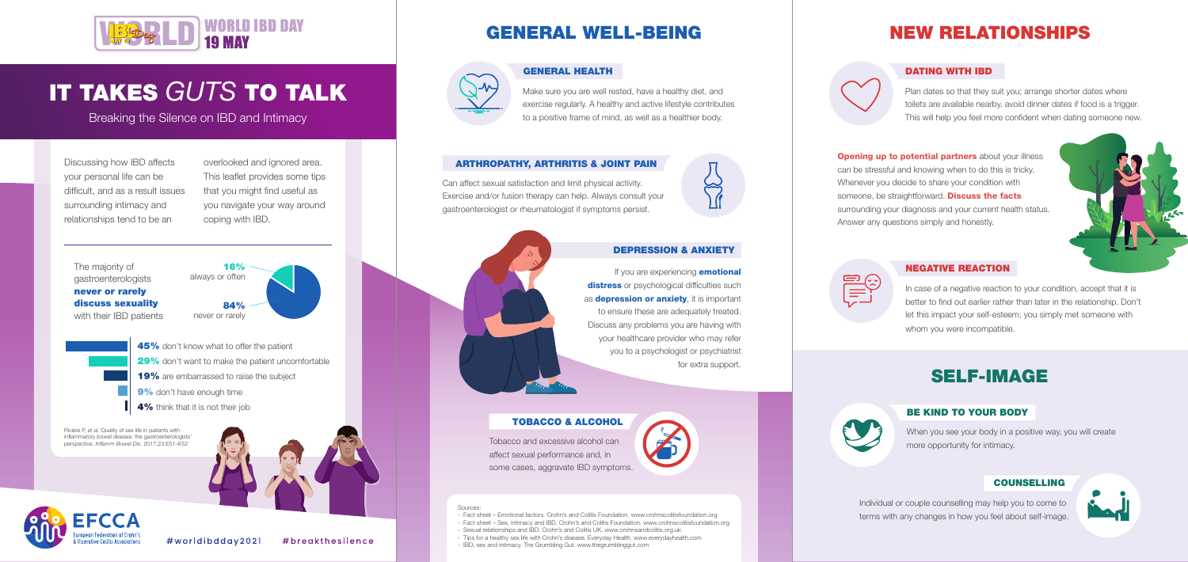WORLD IBD DAY
19 MAY

# IT TAKES *GUTS* TO TALK

Breaking the Silence on IBD and Intimacy

Discussing how IBD affects your personal life can be difficult, and as a result issues surrounding intimacy and relationships tend to be an overlooked and ignored area. This leaflet provides some tips that you might find useful as you navigate your way around coping with IBD.

The majority of gastroenterologists **never or rarely discuss sexuality** with their IBD patients

**16%** always or often

**84%** never or rarely

- **45%** don't know what to offer the patient
- **29%** don't want to make the patient uncomfortable
- **19%** are embarrassed to raise the subject
- **9%** don't have enough time
- **4%** think that it is not their job

Riviere P, *et al.* Quality of sex life in patients with inflammatory bowel disease: the gastroenterologists' perspective. *Inflamm Bowel Dis.* 2017;23:E51–E52

EFCCA European Federation of Crohn's & Ulcerative Colitis Associations

#worldibdday2021 #breakthesilence

## GENERAL WELL-BEING

### GENERAL HEALTH

Make sure you are well rested, have a healthy diet, and exercise regularly. A healthy and active lifestyle contributes to a positive frame of mind, as well as a healthier body.

### ARTHROPATHY, ARTHRITIS & JOINT PAIN

Can affect sexual satisfaction and limit physical activity. Exercise and/or fusion therapy can help. Always consult your gastroenterologist or rheumatologist if symptoms persist.

### DEPRESSION & ANXIETY

If you are experiencing **emotional distress** or psychological difficulties such as **depression or anxiety**, it is important to ensure these are adequately treated. Discuss any problems you are having with your healthcare provider who may refer you to a psychologist or psychiatrist for extra support.

### TOBACCO & ALCOHOL

Tobacco and excessive alcohol can affect sexual performance and, in some cases, aggravate IBD symptoms.

Sources:
- Fact sheet – Emotional factors. Crohn's and Colitis Foundation. www.crohnscolitisfoundation.org
- Fact sheet – Sex, intimacy and IBD. Crohn's and Colitis Foundation. www.crohnscolitisfoundation.org
- Sexual relationships and IBD. Crohn's and Colitis UK. www.crohnsandcolitis.org.uk
- Tips for a healthy sex life with Crohn's disease. Everyday Health. www.everydayhealth.com
- IBD, sex and intimacy. The Grumbling Gut. www.thegrumblinggut.com

## NEW RELATIONSHIPS

### DATING WITH IBD

Plan dates so that they suit you; arrange shorter dates where toilets are available nearby, avoid dinner dates if food is a trigger. This will help you feel more confident when dating someone new.

**Opening up to potential partners** about your illness can be stressful and knowing when to do this is tricky. Whenever you decide to share your condition with someone, be straightforward. **Discuss the facts** surrounding your diagnosis and your current health status. Answer any questions simply and honestly.

### NEGATIVE REACTION

In case of a negative reaction to your condition, accept that it is better to find out earlier rather than later in the relationship. Don't let this impact your self-esteem; you simply met someone with whom you were incompatible.

## SELF-IMAGE

### BE KIND TO YOUR BODY

When you see your body in a positive way, you will create more opportunity for intimacy.

### COUNSELLING

Individual or couple counselling may help you to come to terms with any changes in how you feel about self-image.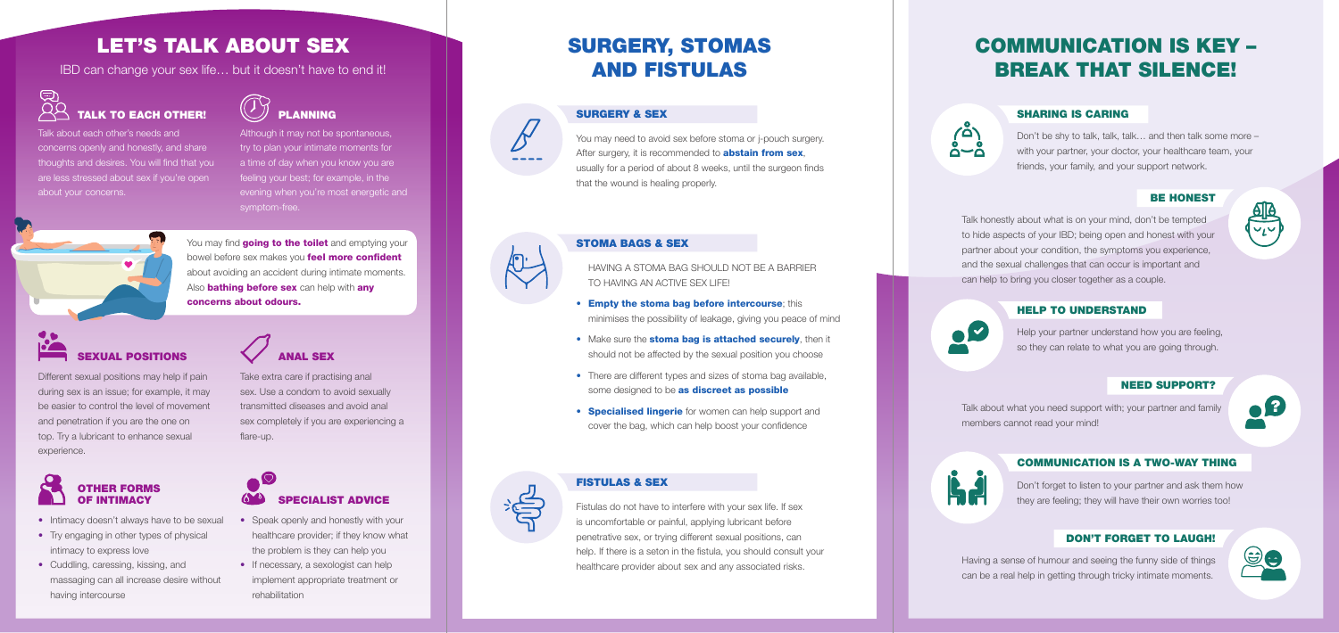# LET'S TALK ABOUT SEX

IBD can change your sex life… but it doesn't have to end it!

## TALK TO EACH OTHER!

Talk about each other's needs and concerns openly and honestly, and share thoughts and desires. You will find that you are less stressed about sex if you're open about your concerns.

## PLANNING

Although it may not be spontaneous, try to plan your intimate moments for a time of day when you know you are feeling your best; for example, in the evening when you're most energetic and symptom-free.

You may find **going to the toilet** and emptying your bowel before sex makes you **feel more confident** about avoiding an accident during intimate moments. Also **bathing before sex** can help with **any concerns about odours.**

## SEXUAL POSITIONS

Different sexual positions may help if pain during sex is an issue; for example, it may be easier to control the level of movement and penetration if you are the one on top. Try a lubricant to enhance sexual experience.

## ANAL SEX

Take extra care if practising anal sex. Use a condom to avoid sexually transmitted diseases and avoid anal sex completely if you are experiencing a flare-up.

## OTHER FORMS OF INTIMACY

- Intimacy doesn't always have to be sexual
- Try engaging in other types of physical intimacy to express love
- Cuddling, caressing, kissing, and massaging can all increase desire without having intercourse

## SPECIALIST ADVICE

- Speak openly and honestly with your healthcare provider; if they know what the problem is they can help you
- If necessary, a sexologist can help implement appropriate treatment or rehabilitation

# SURGERY, STOMAS AND FISTULAS

## SURGERY & SEX

You may need to avoid sex before stoma or j-pouch surgery. After surgery, it is recommended to **abstain from sex**, usually for a period of about 8 weeks, until the surgeon finds that the wound is healing properly.

## STOMA BAGS & SEX

HAVING A STOMA BAG SHOULD NOT BE A BARRIER TO HAVING AN ACTIVE SEX LIFE!

- **Empty the stoma bag before intercourse**; this minimises the possibility of leakage, giving you peace of mind
- Make sure the **stoma bag is attached securely**, then it should not be affected by the sexual position you choose
- There are different types and sizes of stoma bag available, some designed to be **as discreet as possible**
- **Specialised lingerie** for women can help support and cover the bag, which can help boost your confidence

## FISTULAS & SEX

Fistulas do not have to interfere with your sex life. If sex is uncomfortable or painful, applying lubricant before penetrative sex, or trying different sexual positions, can help. If there is a seton in the fistula, you should consult your healthcare provider about sex and any associated risks.

# COMMUNICATION IS KEY – BREAK THAT SILENCE!

## SHARING IS CARING

Don't be shy to talk, talk, talk… and then talk some more – with your partner, your doctor, your healthcare team, your friends, your family, and your support network.

## BE HONEST

Talk honestly about what is on your mind, don't be tempted to hide aspects of your IBD; being open and honest with your partner about your condition, the symptoms you experience, and the sexual challenges that can occur is important and can help to bring you closer together as a couple.

## HELP TO UNDERSTAND

Help your partner understand how you are feeling, so they can relate to what you are going through.

## NEED SUPPORT?

Talk about what you need support with; your partner and family members cannot read your mind!

## COMMUNICATION IS A TWO-WAY THING

Don't forget to listen to your partner and ask them how they are feeling; they will have their own worries too!

## DON'T FORGET TO LAUGH!

Having a sense of humour and seeing the funny side of things can be a real help in getting through tricky intimate moments.